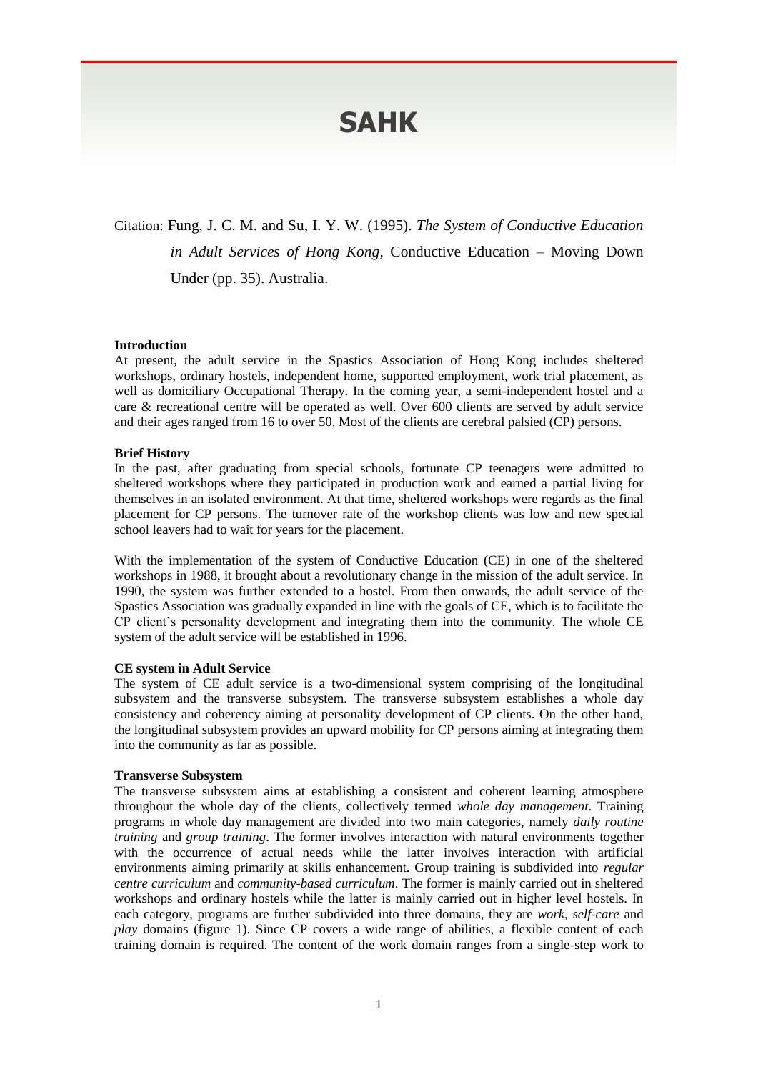# SAHK

Citation: Fung, J. C. M. and Su, I. Y. W. (1995). *The System of Conductive Education in Adult Services of Hong Kong*, Conductive Education – Moving Down Under (pp. 35). Australia.

**Introduction**

At present, the adult service in the Spastics Association of Hong Kong includes sheltered workshops, ordinary hostels, independent home, supported employment, work trial placement, as well as domiciliary Occupational Therapy. In the coming year, a semi-independent hostel and a care & recreational centre will be operated as well. Over 600 clients are served by adult service and their ages ranged from 16 to over 50. Most of the clients are cerebral palsied (CP) persons.

**Brief History**

In the past, after graduating from special schools, fortunate CP teenagers were admitted to sheltered workshops where they participated in production work and earned a partial living for themselves in an isolated environment. At that time, sheltered workshops were regards as the final placement for CP persons. The turnover rate of the workshop clients was low and new special school leavers had to wait for years for the placement.

With the implementation of the system of Conductive Education (CE) in one of the sheltered workshops in 1988, it brought about a revolutionary change in the mission of the adult service. In 1990, the system was further extended to a hostel. From then onwards, the adult service of the Spastics Association was gradually expanded in line with the goals of CE, which is to facilitate the CP client's personality development and integrating them into the community. The whole CE system of the adult service will be established in 1996.

**CE system in Adult Service**

The system of CE adult service is a two-dimensional system comprising of the longitudinal subsystem and the transverse subsystem. The transverse subsystem establishes a whole day consistency and coherency aiming at personality development of CP clients. On the other hand, the longitudinal subsystem provides an upward mobility for CP persons aiming at integrating them into the community as far as possible.

**Transverse Subsystem**

The transverse subsystem aims at establishing a consistent and coherent learning atmosphere throughout the whole day of the clients, collectively termed *whole day management*. Training programs in whole day management are divided into two main categories, namely *daily routine training* and *group training*. The former involves interaction with natural environments together with the occurrence of actual needs while the latter involves interaction with artificial environments aiming primarily at skills enhancement. Group training is subdivided into *regular centre curriculum* and *community-based curriculum*. The former is mainly carried out in sheltered workshops and ordinary hostels while the latter is mainly carried out in higher level hostels. In each category, programs are further subdivided into three domains, they are *work*, *self-care* and *play* domains (figure 1). Since CP covers a wide range of abilities, a flexible content of each training domain is required. The content of the work domain ranges from a single-step work to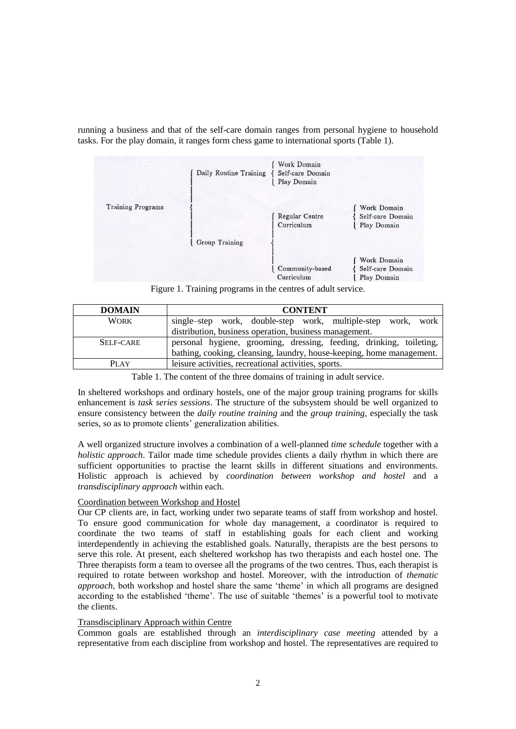running a business and that of the self-care domain ranges from personal hygiene to household tasks. For the play domain, it ranges form chess game to international sports (Table 1).

- Training Programs
  - Daily Routine Training
    - Work Domain
    - Self-care Domain
    - Play Domain
  - Group Training
    - Regular Centre Curriculum
      - Work Domain
      - Self-care Domain
      - Play Domain
    - Community-based Curriculum
      - Work Domain
      - Self-care Domain
      - Play Domain

Figure 1. Training programs in the centres of adult service.

| **DOMAIN** | **CONTENT** |
|---|---|
| WORK | single–step work, double-step work, multiple-step work, work distribution, business operation, business management. |
| SELF-CARE | personal hygiene, grooming, dressing, feeding, drinking, toileting, bathing, cooking, cleansing, laundry, house-keeping, home management. |
| PLAY | leisure activities, recreational activities, sports. |

Table 1. The content of the three domains of training in adult service.

In sheltered workshops and ordinary hostels, one of the major group training programs for skills enhancement is *task series sessions*. The structure of the subsystem should be well organized to ensure consistency between the *daily routine training* and the *group training*, especially the task series, so as to promote clients' generalization abilities.

A well organized structure involves a combination of a well-planned *time schedule* together with a *holistic approach*. Tailor made time schedule provides clients a daily rhythm in which there are sufficient opportunities to practise the learnt skills in different situations and environments. Holistic approach is achieved by *coordination between workshop and hostel* and a *transdisciplinary approach* within each.

Coordination between Workshop and Hostel

Our CP clients are, in fact, working under two separate teams of staff from workshop and hostel. To ensure good communication for whole day management, a coordinator is required to coordinate the two teams of staff in establishing goals for each client and working interdependently in achieving the established goals. Naturally, therapists are the best persons to serve this role. At present, each sheltered workshop has two therapists and each hostel one. The Three therapists form a team to oversee all the programs of the two centres. Thus, each therapist is required to rotate between workshop and hostel. Moreover, with the introduction of *thematic approach*, both workshop and hostel share the same 'theme' in which all programs are designed according to the established 'theme'. The use of suitable 'themes' is a powerful tool to motivate the clients.

Transdisciplinary Approach within Centre

Common goals are established through an *interdisciplinary case meeting* attended by a representative from each discipline from workshop and hostel. The representatives are required to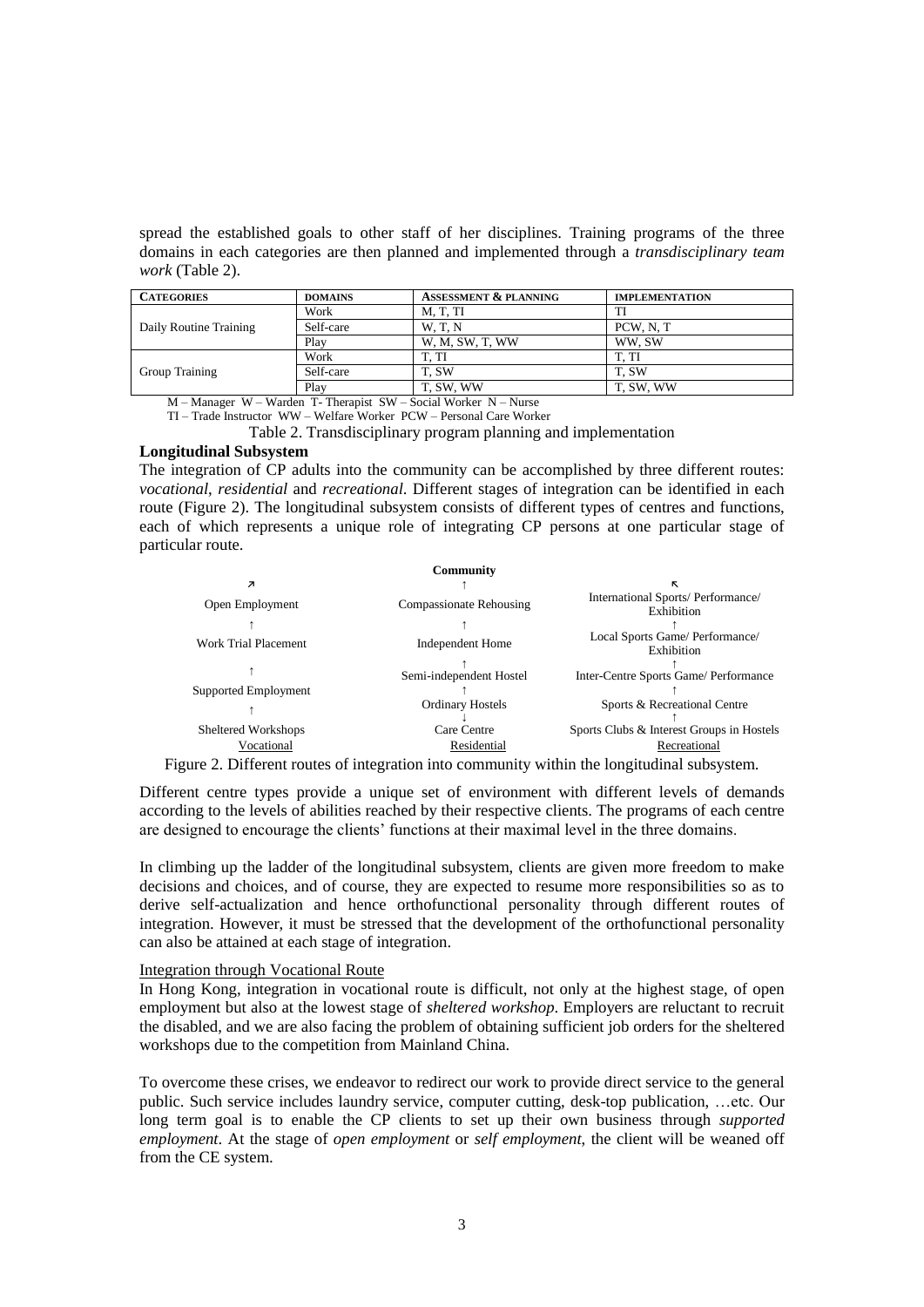spread the established goals to other staff of her disciplines. Training programs of the three domains in each categories are then planned and implemented through a *transdisciplinary team work* (Table 2).

| CATEGORIES | DOMAINS | ASSESSMENT & PLANNING | IMPLEMENTATION |
|---|---|---|---|
| Daily Routine Training | Work | M, T, TI | TI |
| | Self-care | W, T, N | PCW, N, T |
| | Play | W, M, SW, T, WW | WW, SW |
| Group Training | Work | T, TI | T, TI |
| | Self-care | T, SW | T, SW |
| | Play | T, SW, WW | T, SW, WW |

M – Manager W – Warden T- Therapist SW – Social Worker N – Nurse
TI – Trade Instructor WW – Welfare Worker PCW – Personal Care Worker

Table 2. Transdisciplinary program planning and implementation

**Longitudinal Subsystem**

The integration of CP adults into the community can be accomplished by three different routes: *vocational*, *residential* and *recreational*. Different stages of integration can be identified in each route (Figure 2). The longitudinal subsystem consists of different types of centres and functions, each of which represents a unique role of integrating CP persons at one particular stage of particular route.

| ↗ | **Community** ↑ | ↖ |
|---|---|---|
| Open Employment | Compassionate Rehousing | International Sports/ Performance/ Exhibition |
| ↑ | ↑ | ↑ |
| Work Trial Placement | Independent Home | Local Sports Game/ Performance/ Exhibition |
| ↑ | ↑ | ↑ |
| | Semi-independent Hostel | Inter-Centre Sports Game/ Performance |
| Supported Employment | ↑ | ↑ |
| ↑ | Ordinary Hostels | Sports & Recreational Centre |
| | ↓ | ↑ |
| Sheltered Workshops | Care Centre | Sports Clubs & Interest Groups in Hostels |
| Vocational | Residential | Recreational |

Figure 2. Different routes of integration into community within the longitudinal subsystem.

Different centre types provide a unique set of environment with different levels of demands according to the levels of abilities reached by their respective clients. The programs of each centre are designed to encourage the clients' functions at their maximal level in the three domains.

In climbing up the ladder of the longitudinal subsystem, clients are given more freedom to make decisions and choices, and of course, they are expected to resume more responsibilities so as to derive self-actualization and hence orthofunctional personality through different routes of integration. However, it must be stressed that the development of the orthofunctional personality can also be attained at each stage of integration.

Integration through Vocational Route

In Hong Kong, integration in vocational route is difficult, not only at the highest stage, of open employment but also at the lowest stage of *sheltered workshop*. Employers are reluctant to recruit the disabled, and we are also facing the problem of obtaining sufficient job orders for the sheltered workshops due to the competition from Mainland China.

To overcome these crises, we endeavor to redirect our work to provide direct service to the general public. Such service includes laundry service, computer cutting, desk-top publication, …etc. Our long term goal is to enable the CP clients to set up their own business through *supported employment*. At the stage of *open employment* or *self employment*, the client will be weaned off from the CE system.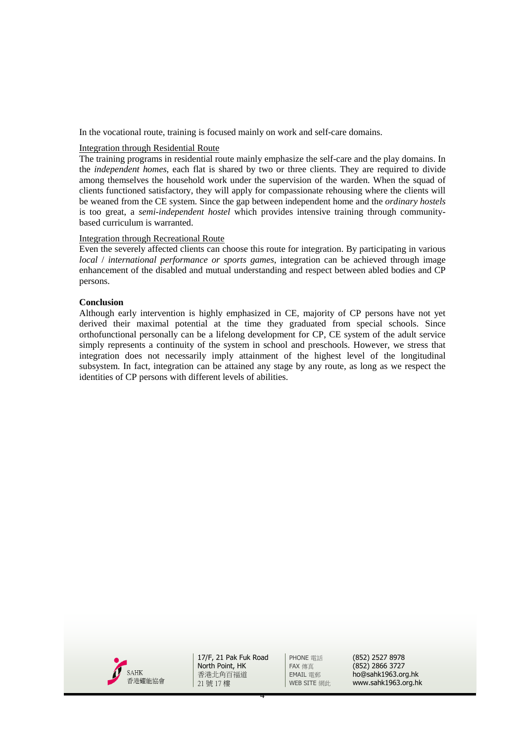In the vocational route, training is focused mainly on work and self-care domains.

Integration through Residential Route

The training programs in residential route mainly emphasize the self-care and the play domains. In the *independent homes*, each flat is shared by two or three clients. They are required to divide among themselves the household work under the supervision of the warden. When the squad of clients functioned satisfactory, they will apply for compassionate rehousing where the clients will be weaned from the CE system. Since the gap between independent home and the *ordinary hostels* is too great, a *semi-independent hostel* which provides intensive training through community-based curriculum is warranted.

Integration through Recreational Route

Even the severely affected clients can choose this route for integration. By participating in various *local* / *international performance or sports games*, integration can be achieved through image enhancement of the disabled and mutual understanding and respect between abled bodies and CP persons.

**Conclusion**

Although early intervention is highly emphasized in CE, majority of CP persons have not yet derived their maximal potential at the time they graduated from special schools. Since orthofunctional personally can be a lifelong development for CP, CE system of the adult service simply represents a continuity of the system in school and preschools. However, we stress that integration does not necessarily imply attainment of the highest level of the longitudinal subsystem. In fact, integration can be attained any stage by any route, as long as we respect the identities of CP persons with different levels of abilities.